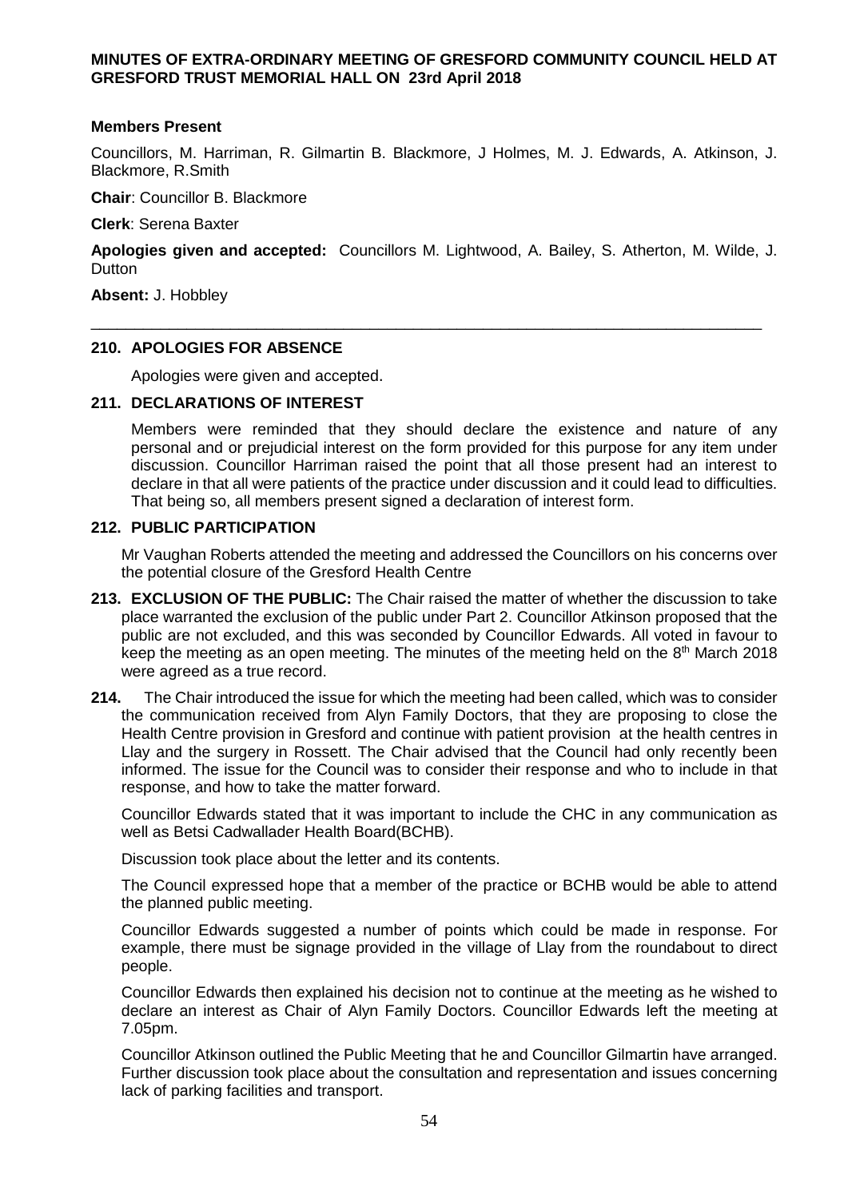**MINUTES OF EXTRA-ORDINARY MEETING OF GRESFORD COMMUNITY COUNCIL HELD AT GRESFORD TRUST MEMORIAL HALL ON 23rd April 2018**

**Members Present**

Councillors, M. Harriman, R. Gilmartin B. Blackmore, J Holmes, M. J. Edwards, A. Atkinson, J. Blackmore, R.Smith

**Chair**: Councillor B. Blackmore

**Clerk**: Serena Baxter

**Apologies given and accepted:** Councillors M. Lightwood, A. Bailey, S. Atherton, M. Wilde, J. Dutton

**Absent:** J. Hobbley

---

**210. APOLOGIES FOR ABSENCE**

Apologies were given and accepted.

**211. DECLARATIONS OF INTEREST**

Members were reminded that they should declare the existence and nature of any personal and or prejudicial interest on the form provided for this purpose for any item under discussion. Councillor Harriman raised the point that all those present had an interest to declare in that all were patients of the practice under discussion and it could lead to difficulties. That being so, all members present signed a declaration of interest form.

**212. PUBLIC PARTICIPATION**

Mr Vaughan Roberts attended the meeting and addressed the Councillors on his concerns over the potential closure of the Gresford Health Centre

**213. EXCLUSION OF THE PUBLIC:** The Chair raised the matter of whether the discussion to take place warranted the exclusion of the public under Part 2. Councillor Atkinson proposed that the public are not excluded, and this was seconded by Councillor Edwards. All voted in favour to keep the meeting as an open meeting. The minutes of the meeting held on the 8th March 2018 were agreed as a true record.

**214.** The Chair introduced the issue for which the meeting had been called, which was to consider the communication received from Alyn Family Doctors, that they are proposing to close the Health Centre provision in Gresford and continue with patient provision at the health centres in Llay and the surgery in Rossett. The Chair advised that the Council had only recently been informed. The issue for the Council was to consider their response and who to include in that response, and how to take the matter forward.

Councillor Edwards stated that it was important to include the CHC in any communication as well as Betsi Cadwallader Health Board(BCHB).

Discussion took place about the letter and its contents.

The Council expressed hope that a member of the practice or BCHB would be able to attend the planned public meeting.

Councillor Edwards suggested a number of points which could be made in response. For example, there must be signage provided in the village of Llay from the roundabout to direct people.

Councillor Edwards then explained his decision not to continue at the meeting as he wished to declare an interest as Chair of Alyn Family Doctors. Councillor Edwards left the meeting at 7.05pm.

Councillor Atkinson outlined the Public Meeting that he and Councillor Gilmartin have arranged. Further discussion took place about the consultation and representation and issues concerning lack of parking facilities and transport.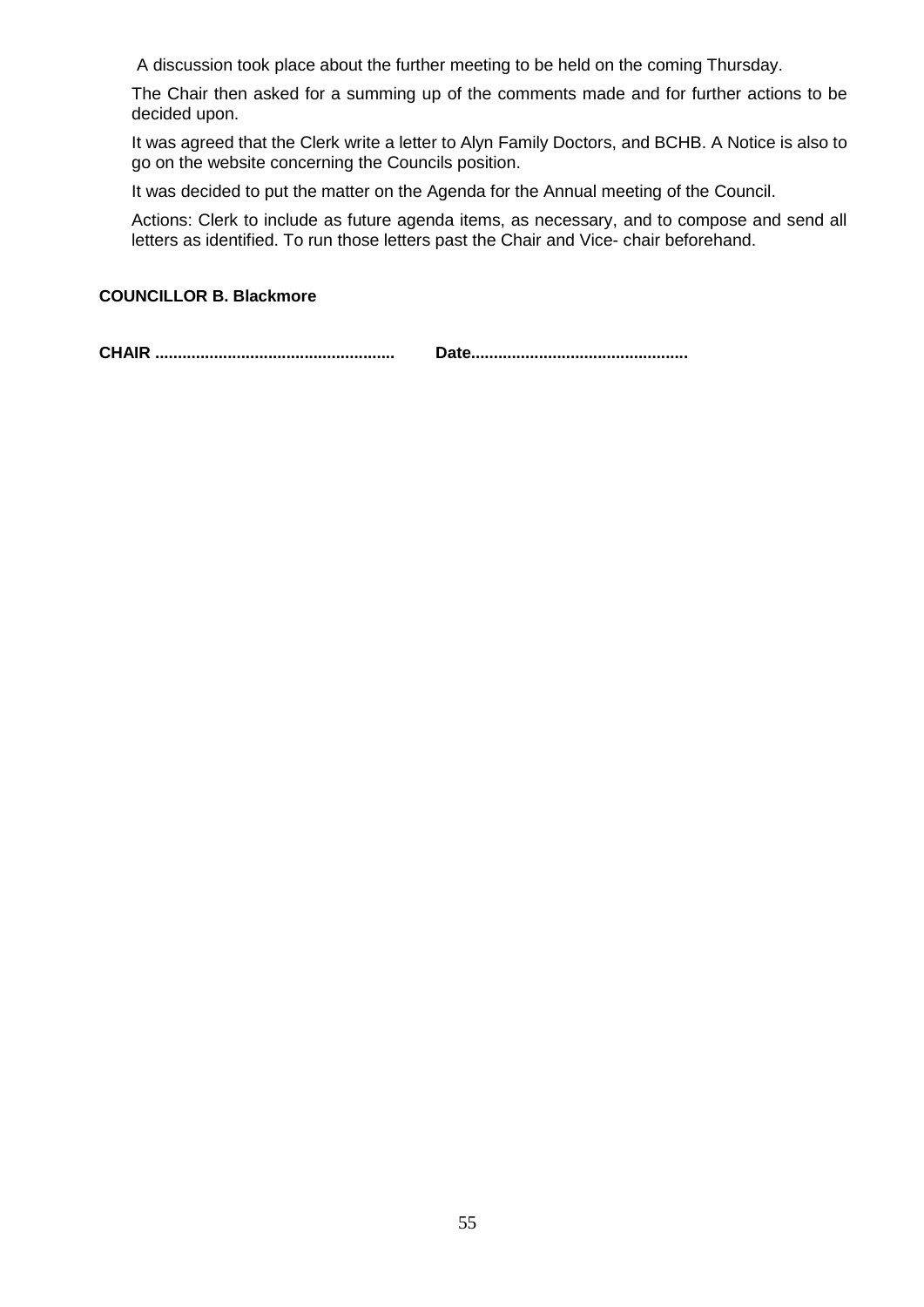A discussion took place about the further meeting to be held on the coming Thursday.

The Chair then asked for a summing up of the comments made and for further actions to be decided upon.

It was agreed that the Clerk write a letter to Alyn Family Doctors, and BCHB. A Notice is also to go on the website concerning the Councils position.

It was decided to put the matter on the Agenda for the Annual meeting of the Council.

Actions: Clerk to include as future agenda items, as necessary, and to compose and send all letters as identified. To run those letters past the Chair and Vice- chair beforehand.

**COUNCILLOR B. Blackmore**

**CHAIR ....................................................   Date...............................................**